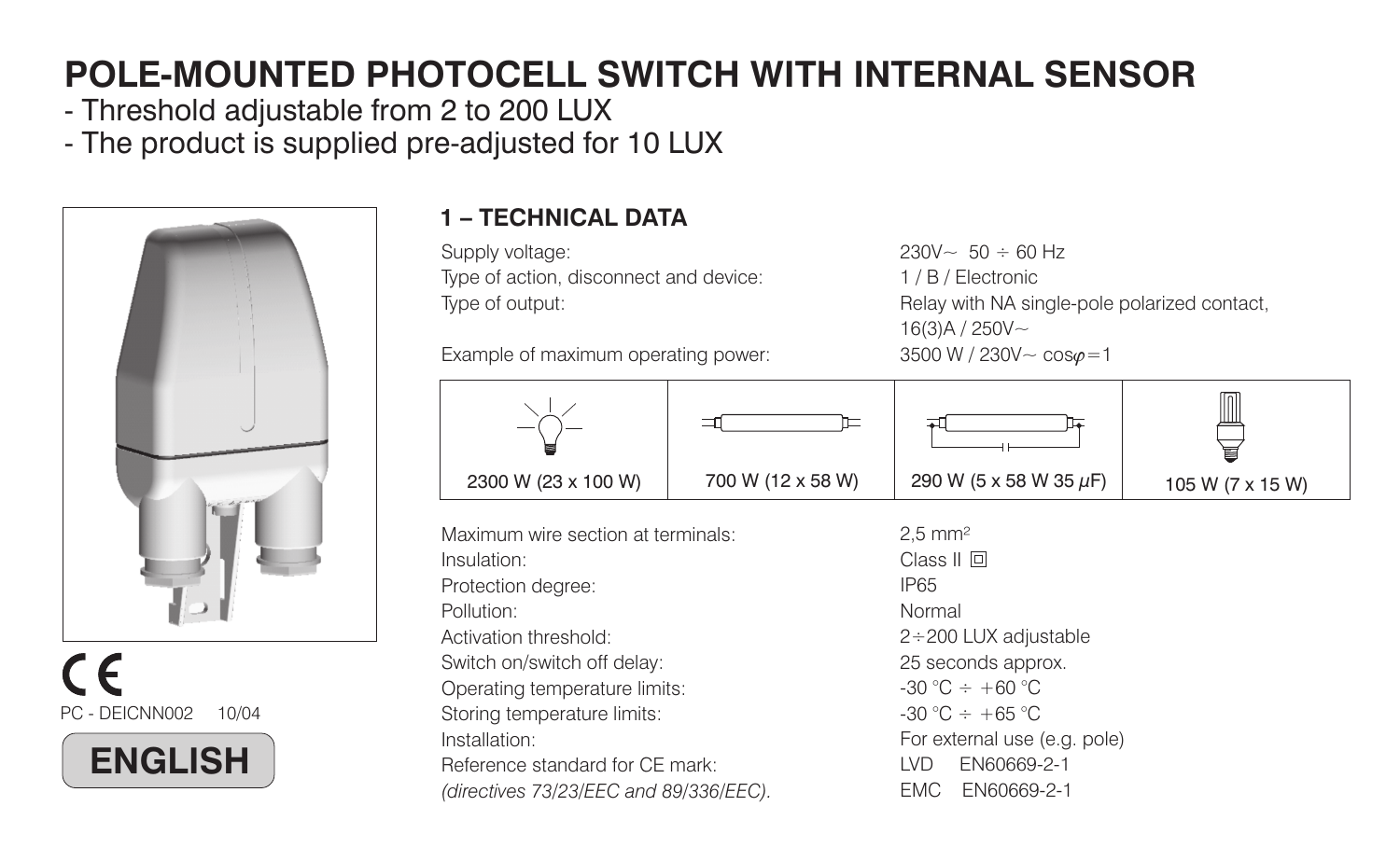# POLE-MOUNTED PHOTOCELL SWITCH WITH INTERNAL SENSOR

- Threshold adjustable from 2 to 200 LUX
- The product is supplied pre-adjusted for 10 LUX

CE

PC - DEICNN002    10/04

**ENGLISH**

## 1 – TECHNICAL DATA

| | |
|---|---|
| Supply voltage: | 230V~ 50 ÷ 60 Hz |
| Type of action, disconnect and device: | 1 / B / Electronic |
| Type of output: | Relay with NA single-pole polarized contact, 16(3)A / 250V~ |
| Example of maximum operating power: | 3500 W / 230V~ cos$\varphi$=1 |

| | | | |
|---|---|---|---|
| 2300 W (23 x 100 W) | 700 W (12 x 58 W) | 290 W (5 x 58 W 35 $\mu$F) | 105 W (7 x 15 W) |

| | |
|---|---|
| Maximum wire section at terminals: | 2,5 mm² |
| Insulation: | Class II ⧈ |
| Protection degree: | IP65 |
| Pollution: | Normal |
| Activation threshold: | 2÷200 LUX adjustable |
| Switch on/switch off delay: | 25 seconds approx. |
| Operating temperature limits: | -30 °C ÷ +60 °C |
| Storing temperature limits: | -30 °C ÷ +65 °C |
| Installation: | For external use (e.g. pole) |
| Reference standard for CE mark: | LVD EN60669-2-1 |
| *(directives 73/23/EEC and 89/336/EEC).* | EMC EN60669-2-1 |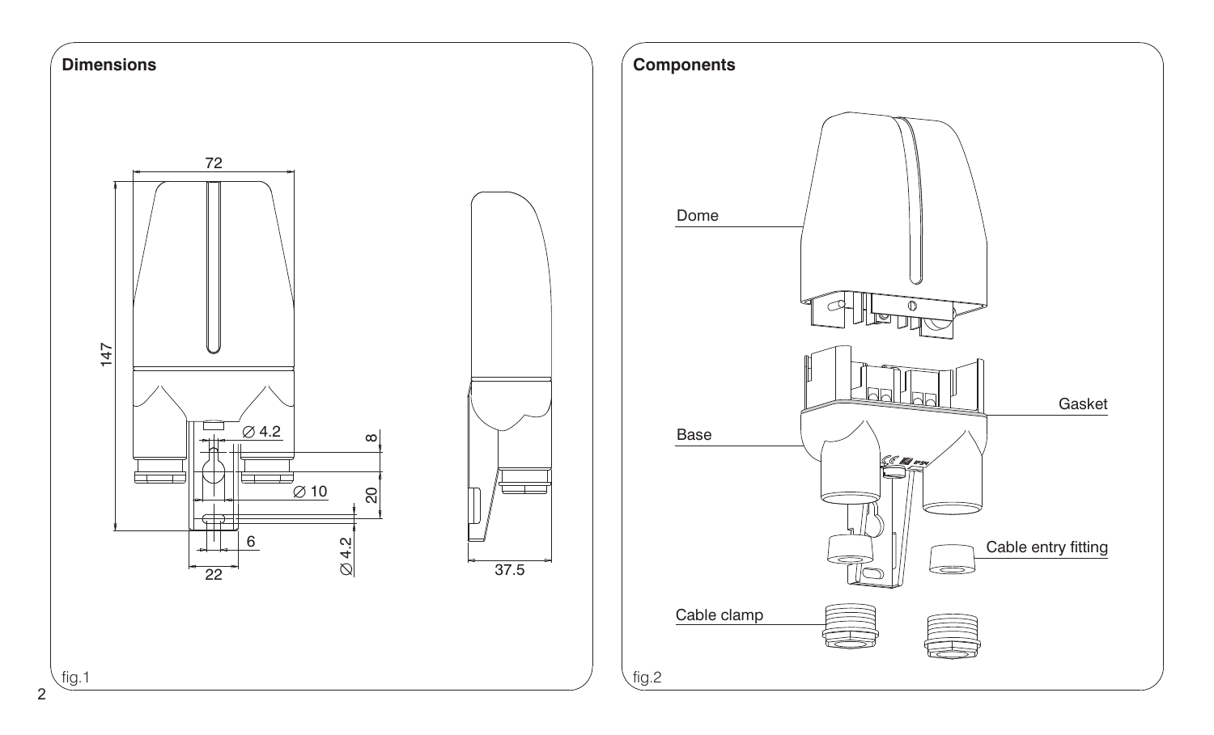## Dimensions

72

147

∅ 4.2

8

∅ 10

20

6

∅ 4.2

22

37.5

fig.1

## Components

Dome

Gasket

Base

Cable entry fitting

Cable clamp

fig.2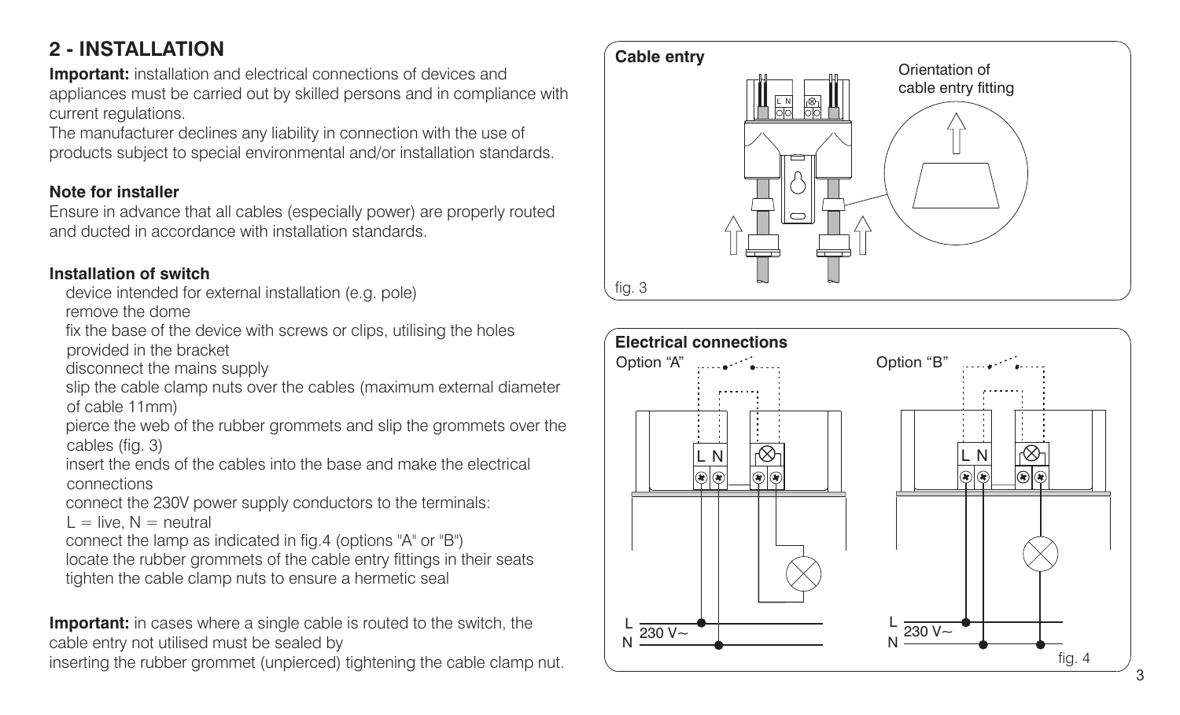## 2 - INSTALLATION

**Important:** installation and electrical connections of devices and appliances must be carried out by skilled persons and in compliance with current regulations.
The manufacturer declines any liability in connection with the use of products subject to special environmental and/or installation standards.

### Note for installer

Ensure in advance that all cables (especially power) are properly routed and ducted in accordance with installation standards.

### Installation of switch

- device intended for external installation (e.g. pole)
- remove the dome
- fix the base of the device with screws or clips, utilising the holes provided in the bracket
- disconnect the mains supply
- slip the cable clamp nuts over the cables (maximum external diameter of cable 11mm)
- pierce the web of the rubber grommets and slip the grommets over the cables (fig. 3)
- insert the ends of the cables into the base and make the electrical connections
- connect the 230V power supply conductors to the terminals: L = live, N = neutral
- connect the lamp as indicated in fig.4 (options "A" or "B")
- locate the rubber grommets of the cable entry fittings in their seats
- tighten the cable clamp nuts to ensure a hermetic seal

**Important:** in cases where a single cable is routed to the switch, the cable entry not utilised must be sealed by inserting the rubber grommet (unpierced) tightening the cable clamp nut.

**Cable entry**

Orientation of cable entry fitting

fig. 3

**Electrical connections**

Option "A" — Option "B"

L N — 230 V~

fig. 4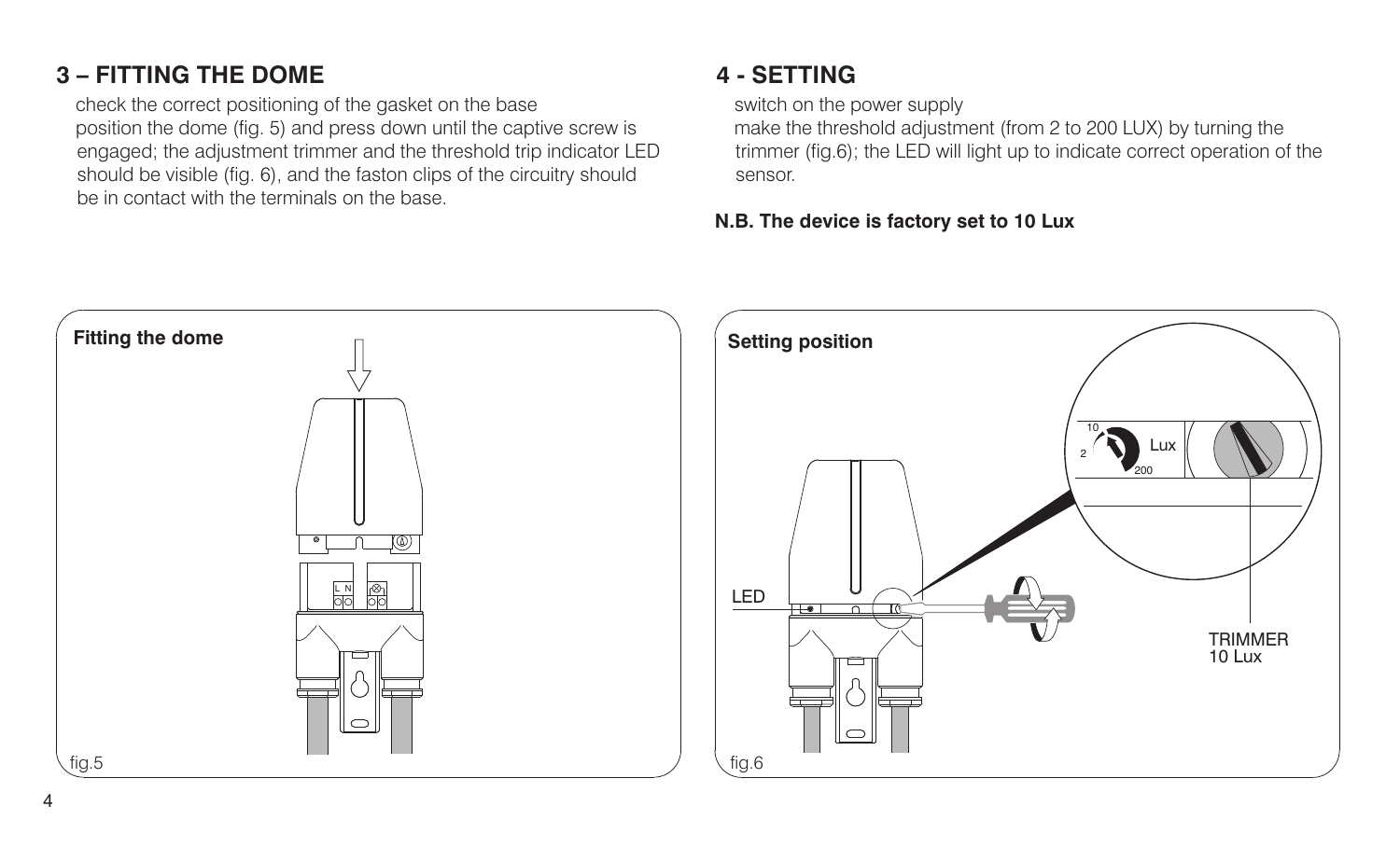## 3 – FITTING THE DOME

check the correct positioning of the gasket on the base
position the dome (fig. 5) and press down until the captive screw is engaged; the adjustment trimmer and the threshold trip indicator LED should be visible (fig. 6), and the faston clips of the circuitry should be in contact with the terminals on the base.

## 4 - SETTING

switch on the power supply
make the threshold adjustment (from 2 to 200 LUX) by turning the trimmer (fig.6); the LED will light up to indicate correct operation of the sensor.

**N.B. The device is factory set to 10 Lux**

**Fitting the dome**

fig.5

**Setting position**

LED

TRIMMER
10 Lux

fig.6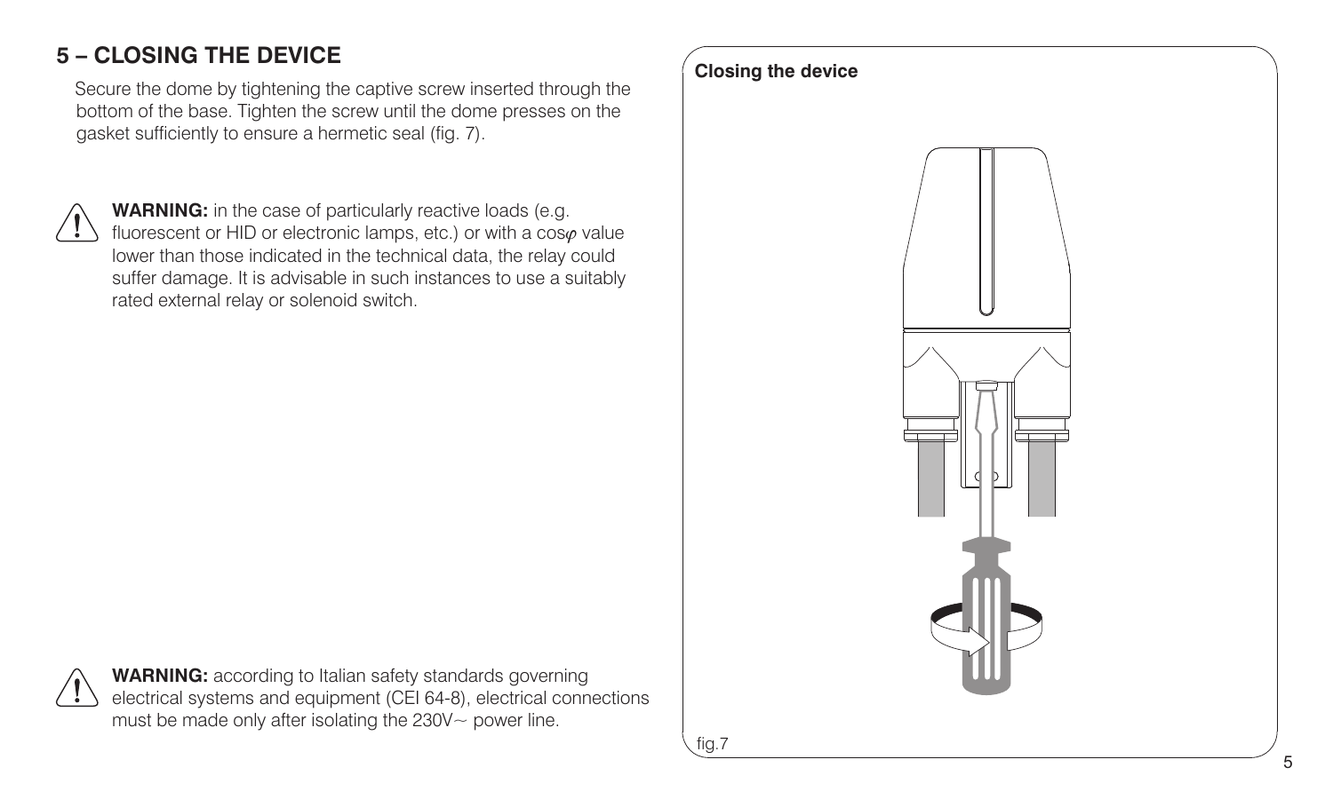## 5 – CLOSING THE DEVICE

Secure the dome by tightening the captive screw inserted through the bottom of the base. Tighten the screw until the dome presses on the gasket sufficiently to ensure a hermetic seal (fig. 7).

**WARNING:** in the case of particularly reactive loads (e.g. fluorescent or HID or electronic lamps, etc.) or with a cos$\varphi$ value lower than those indicated in the technical data, the relay could suffer damage. It is advisable in such instances to use a suitably rated external relay or solenoid switch.

**WARNING:** according to Italian safety standards governing electrical systems and equipment (CEI 64-8), electrical connections must be made only after isolating the 230V~ power line.

**Closing the device**

fig.7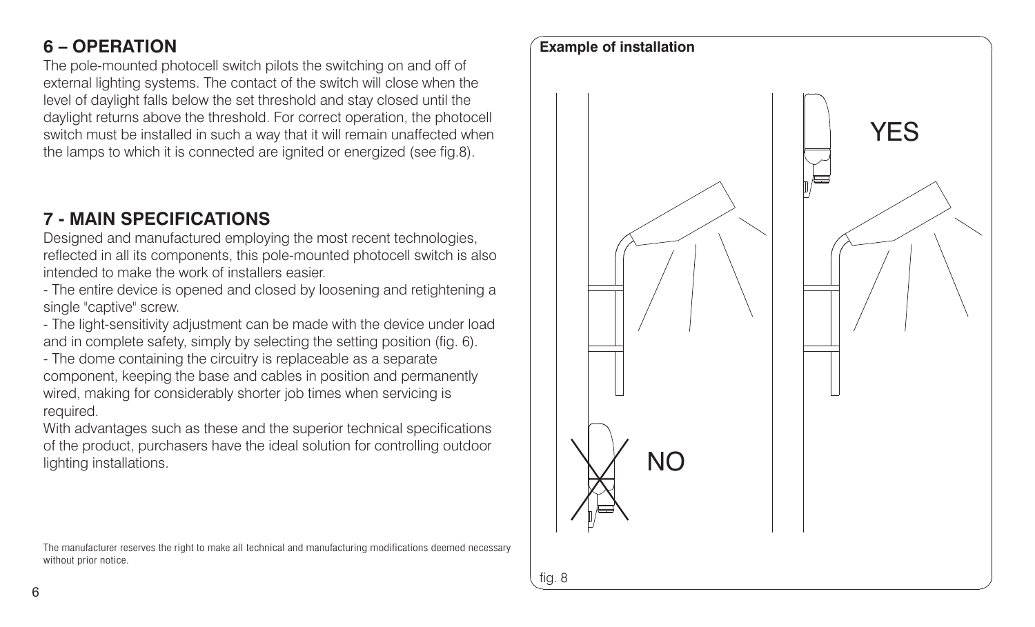## 6 – OPERATION

The pole-mounted photocell switch pilots the switching on and off of external lighting systems. The contact of the switch will close when the level of daylight falls below the set threshold and stay closed until the daylight returns above the threshold. For correct operation, the photocell switch must be installed in such a way that it will remain unaffected when the lamps to which it is connected are ignited or energized (see fig.8).

## 7 - MAIN SPECIFICATIONS

Designed and manufactured employing the most recent technologies, reflected in all its components, this pole-mounted photocell switch is also intended to make the work of installers easier.

- The entire device is opened and closed by loosening and retightening a single "captive" screw.
- The light-sensitivity adjustment can be made with the device under load and in complete safety, simply by selecting the setting position (fig. 6).
- The dome containing the circuitry is replaceable as a separate component, keeping the base and cables in position and permanently wired, making for considerably shorter job times when servicing is required.

With advantages such as these and the superior technical specifications of the product, purchasers have the ideal solution for controlling outdoor lighting installations.

The manufacturer reserves the right to make all technical and manufacturing modifications deemed necessary without prior notice.

**Example of installation**

YES

NO

fig. 8